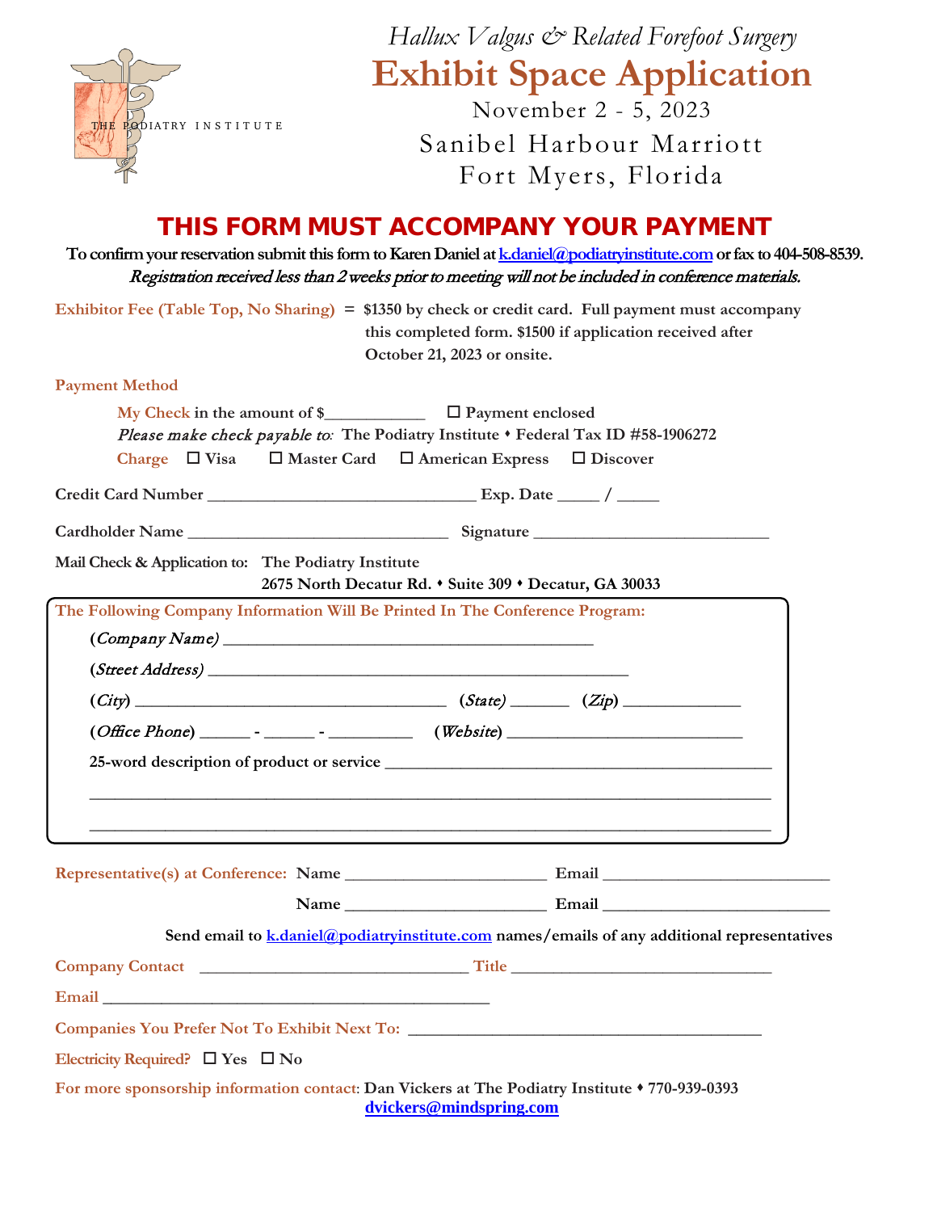THE PODIATRY INSTITUTE

*Hallux Valgus & Related Forefoot Surgery*

# Exhibit Space Application

November 2 - 5, 2023

Sanibel Harbour Marriott

Fort Myers, Florida

## THIS FORM MUST ACCOMPANY YOUR PAYMENT

**To confirm your reservation submit this form to Karen Daniel at k.daniel@podiatryinstitute.com or fax to 404-508-8539.**

*Registration received less than 2 weeks prior to meeting will not be included in conference materials.*

**Exhibitor Fee (Table Top, No Sharing)** = **$1350 by check or credit card. Full payment must accompany this completed form. $1500 if application received after October 21, 2023 or onsite.**

**Payment Method**

**My Check** in the amount of $____________ ☐ Payment enclosed

*Please make check payable to:* The Podiatry Institute ♦ Federal Tax ID #58-1906272

**Charge** ☐ Visa ☐ Master Card ☐ American Express ☐ Discover

Credit Card Number ________________________________ Exp. Date _____ / _____

Cardholder Name ______________________________ Signature ___________________________

Mail Check & Application to: The Podiatry Institute
2675 North Decatur Rd. ♦ Suite 309 ♦ Decatur, GA 30033

**The Following Company Information Will Be Printed In The Conference Program:**

(*Company Name*) ___________________________________________

(*Street Address*) ________________________________________________

(*City*) ___________________________________ (*State*) _______ (*Zip*) _____________

(*Office Phone*) ______ - ______ - _________ (*Website*) ___________________________

25-word description of product or service ____________________________________________

_______________________________________________________________________________

_______________________________________________________________________________

**Representative(s) at Conference:** Name _______________________ Email __________________________

Name _______________________ Email __________________________

Send email to k.daniel@podiatryinstitute.com names/emails of any additional representatives

**Company Contact** _______________________________ **Title** ______________________________

**Email** _____________________________________________

**Companies You Prefer Not To Exhibit Next To:** ________________________________________

**Electricity Required?** ☐ Yes ☐ No

**For more sponsorship information contact:** Dan Vickers at The Podiatry Institute ♦ 770-939-0393
dvickers@mindspring.com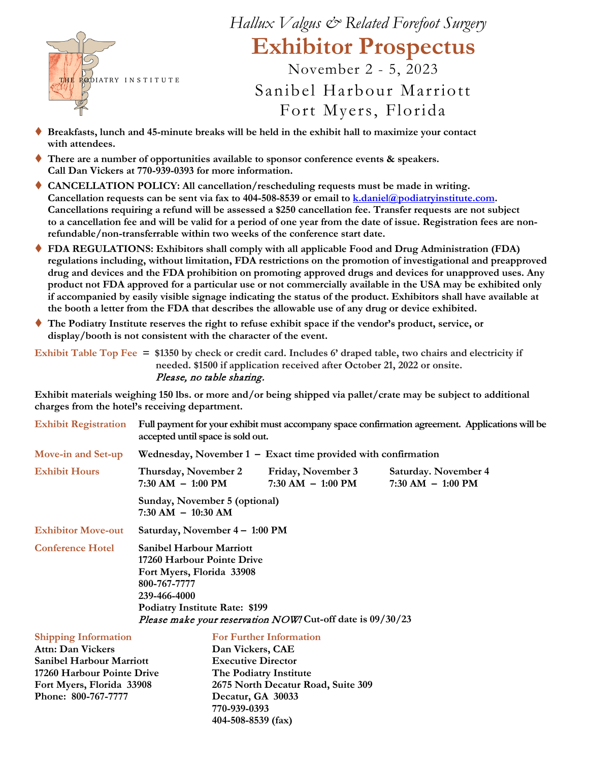THE PODIATRY INSTITUTE

# *Hallux Valgus & Related Forefoot Surgery*

# Exhibitor Prospectus

November 2 - 5, 2023

Sanibel Harbour Marriott

Fort Myers, Florida

- **Breakfasts, lunch and 45-minute breaks will be held in the exhibit hall to maximize your contact with attendees.**
- **There are a number of opportunities available to sponsor conference events & speakers. Call Dan Vickers at 770-939-0393 for more information.**
- **CANCELLATION POLICY: All cancellation/rescheduling requests must be made in writing. Cancellation requests can be sent via fax to 404-508-8539 or email to k.daniel@podiatryinstitute.com. Cancellations requiring a refund will be assessed a $250 cancellation fee. Transfer requests are not subject to a cancellation fee and will be valid for a period of one year from the date of issue. Registration fees are non-refundable/non-transferrable within two weeks of the conference start date.**
- **FDA REGULATIONS: Exhibitors shall comply with all applicable Food and Drug Administration (FDA) regulations including, without limitation, FDA restrictions on the promotion of investigational and preapproved drug and devices and the FDA prohibition on promoting approved drugs and devices for unapproved uses. Any product not FDA approved for a particular use or not commercially available in the USA may be exhibited only if accompanied by easily visible signage indicating the status of the product. Exhibitors shall have available at the booth a letter from the FDA that describes the allowable use of any drug or device exhibited.**
- **The Podiatry Institute reserves the right to refuse exhibit space if the vendor's product, service, or display/booth is not consistent with the character of the event.**

**Exhibit Table Top Fee** = **$1350 by check or credit card. Includes 6' draped table, two chairs and electricity if needed. $1500 if application received after October 21, 2022 or onsite.**
*Please, no table sharing.*

**Exhibit materials weighing 150 lbs. or more and/or being shipped via pallet/crate may be subject to additional charges from the hotel's receiving department.**

**Exhibit Registration** — **Full payment for your exhibit must accompany space confirmation agreement. Applications will be accepted until space is sold out.**

**Move-in and Set-up** — **Wednesday, November 1 – Exact time provided with confirmation**

**Exhibit Hours**

| | | |
|---|---|---|
| **Thursday, November 2**<br>**7:30 AM – 1:00 PM** | **Friday, November 3**<br>**7:30 AM – 1:00 PM** | **Saturday. November 4**<br>**7:30 AM – 1:00 PM** |
| **Sunday, November 5 (optional)**<br>**7:30 AM – 10:30 AM** | | |

**Exhibitor Move-out** — **Saturday, November 4 – 1:00 PM**

**Conference Hotel**
**Sanibel Harbour Marriott**
**17260 Harbour Pointe Drive**
**Fort Myers, Florida 33908**
**800-767-7777**
**239-466-4000**
**Podiatry Institute Rate: $199**
*Please make your reservation NOW!* **Cut-off date is 09/30/23**

**Shipping Information**
**Attn: Dan Vickers**
**Sanibel Harbour Marriott**
**17260 Harbour Pointe Drive**
**Fort Myers, Florida 33908**
**Phone: 800-767-7777**

**For Further Information**
**Dan Vickers, CAE**
**Executive Director**
**The Podiatry Institute**
**2675 North Decatur Road, Suite 309**
**Decatur, GA 30033**
**770-939-0393**
**404-508-8539 (fax)**